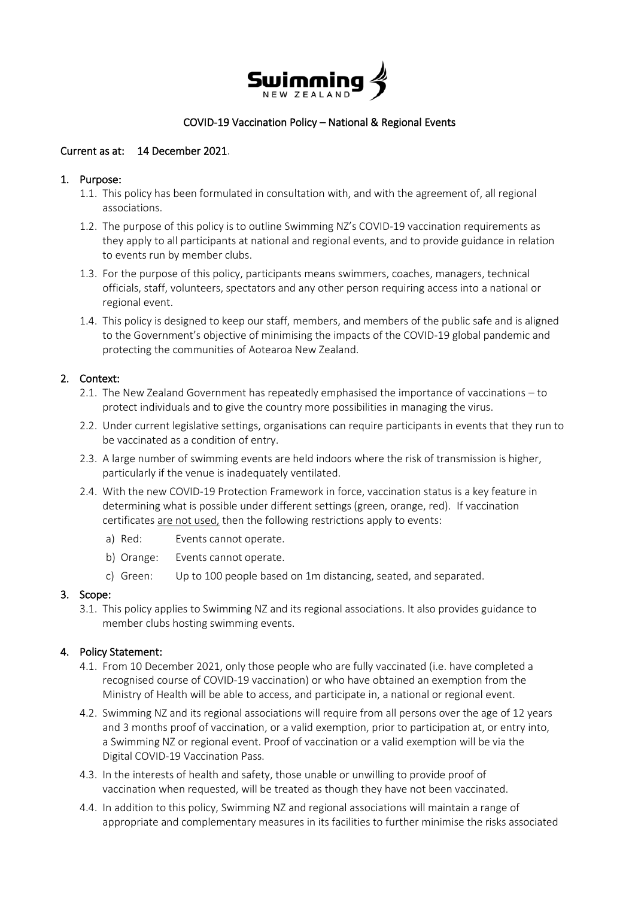# COVID-19 Vaccination Policy – National & Regional Events

**Current as at: 14 December 2021.**

## 1. Purpose:

1.1. This policy has been formulated in consultation with, and with the agreement of, all regional associations.

1.2. The purpose of this policy is to outline Swimming NZ's COVID-19 vaccination requirements as they apply to all participants at national and regional events, and to provide guidance in relation to events run by member clubs.

1.3. For the purpose of this policy, participants means swimmers, coaches, managers, technical officials, staff, volunteers, spectators and any other person requiring access into a national or regional event.

1.4. This policy is designed to keep our staff, members, and members of the public safe and is aligned to the Government's objective of minimising the impacts of the COVID-19 global pandemic and protecting the communities of Aotearoa New Zealand.

## 2. Context:

2.1. The New Zealand Government has repeatedly emphasised the importance of vaccinations – to protect individuals and to give the country more possibilities in managing the virus.

2.2. Under current legislative settings, organisations can require participants in events that they run to be vaccinated as a condition of entry.

2.3. A large number of swimming events are held indoors where the risk of transmission is higher, particularly if the venue is inadequately ventilated.

2.4. With the new COVID-19 Protection Framework in force, vaccination status is a key feature in determining what is possible under different settings (green, orange, red). If vaccination certificates are not used, then the following restrictions apply to events:

a) Red: Events cannot operate.

b) Orange: Events cannot operate.

c) Green: Up to 100 people based on 1m distancing, seated, and separated.

## 3. Scope:

3.1. This policy applies to Swimming NZ and its regional associations. It also provides guidance to member clubs hosting swimming events.

## 4. Policy Statement:

4.1. From 10 December 2021, only those people who are fully vaccinated (i.e. have completed a recognised course of COVID-19 vaccination) or who have obtained an exemption from the Ministry of Health will be able to access, and participate in, a national or regional event.

4.2. Swimming NZ and its regional associations will require from all persons over the age of 12 years and 3 months proof of vaccination, or a valid exemption, prior to participation at, or entry into, a Swimming NZ or regional event. Proof of vaccination or a valid exemption will be via the Digital COVID-19 Vaccination Pass.

4.3. In the interests of health and safety, those unable or unwilling to provide proof of vaccination when requested, will be treated as though they have not been vaccinated.

4.4. In addition to this policy, Swimming NZ and regional associations will maintain a range of appropriate and complementary measures in its facilities to further minimise the risks associated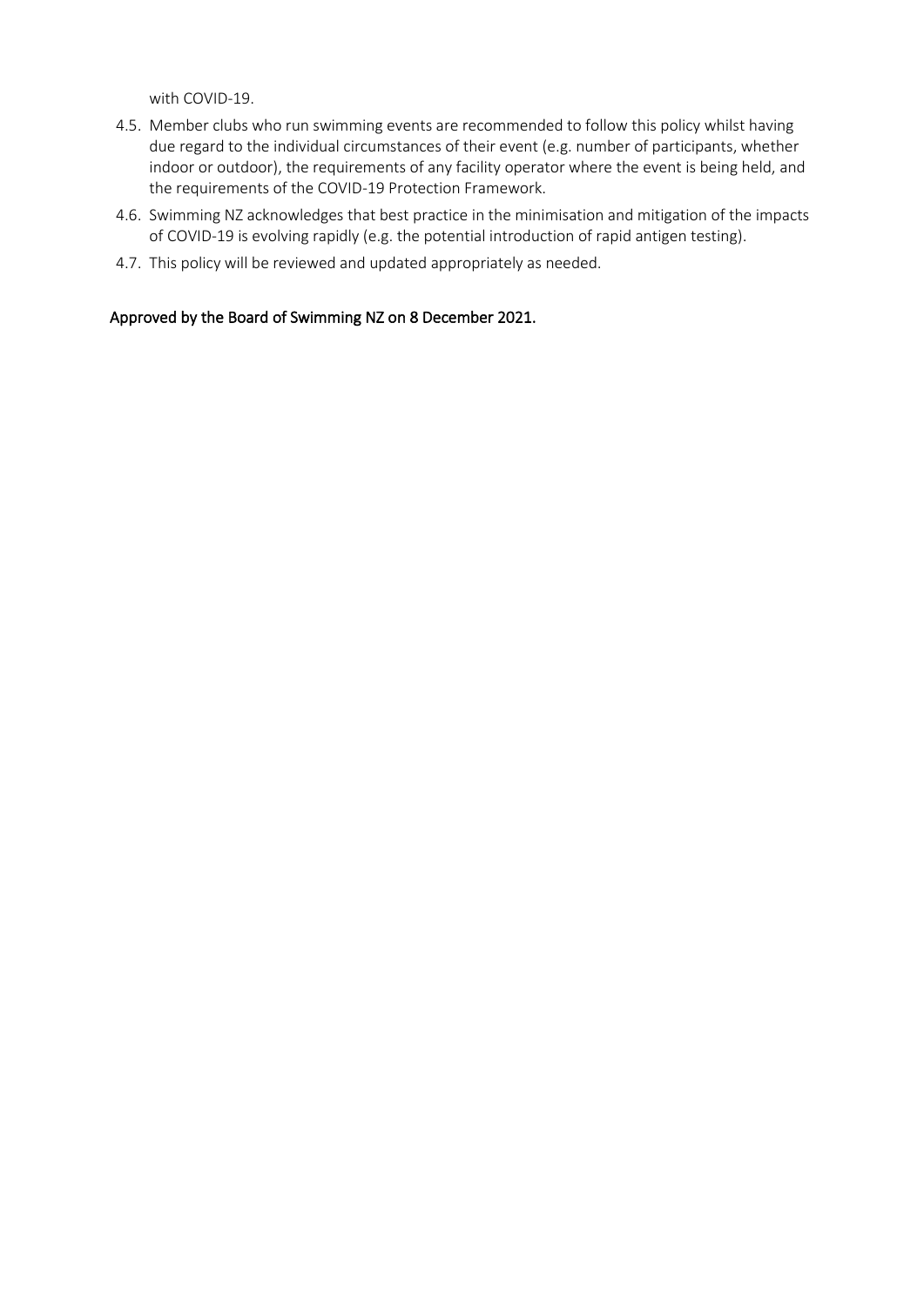with COVID-19.

4.5. Member clubs who run swimming events are recommended to follow this policy whilst having due regard to the individual circumstances of their event (e.g. number of participants, whether indoor or outdoor), the requirements of any facility operator where the event is being held, and the requirements of the COVID-19 Protection Framework.

4.6. Swimming NZ acknowledges that best practice in the minimisation and mitigation of the impacts of COVID-19 is evolving rapidly (e.g. the potential introduction of rapid antigen testing).

4.7. This policy will be reviewed and updated appropriately as needed.

Approved by the Board of Swimming NZ on 8 December 2021.